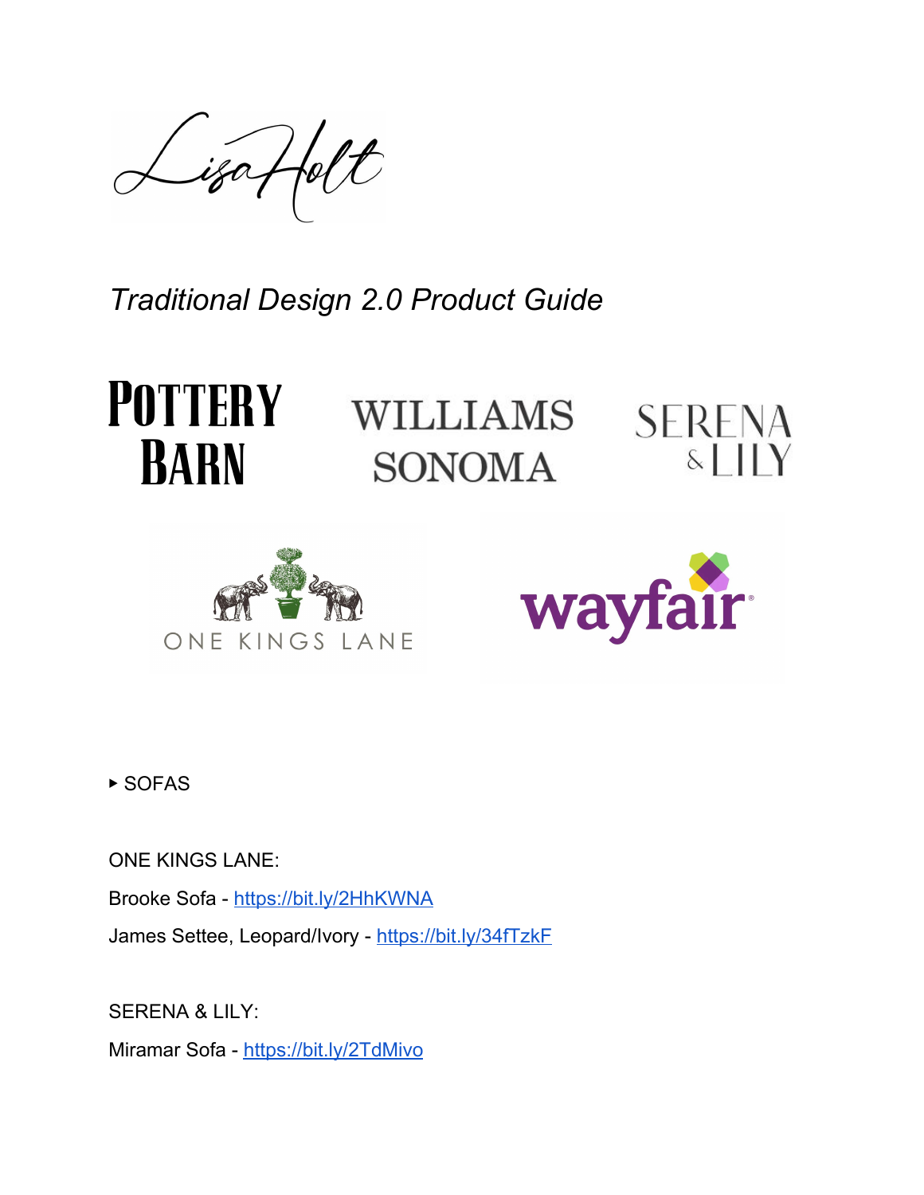Lisa Holt

*Traditional Design 2.0 Product Guide*

POTTERY BARN  WILLIAMS SONOMA  SERENA & LILY

ONE KINGS LANE  wayfair

▸ SOFAS

ONE KINGS LANE:

Brooke Sofa - https://bit.ly/2HhKWNA

James Settee, Leopard/Ivory - https://bit.ly/34fTzkF

SERENA & LILY:

Miramar Sofa - https://bit.ly/2TdMivo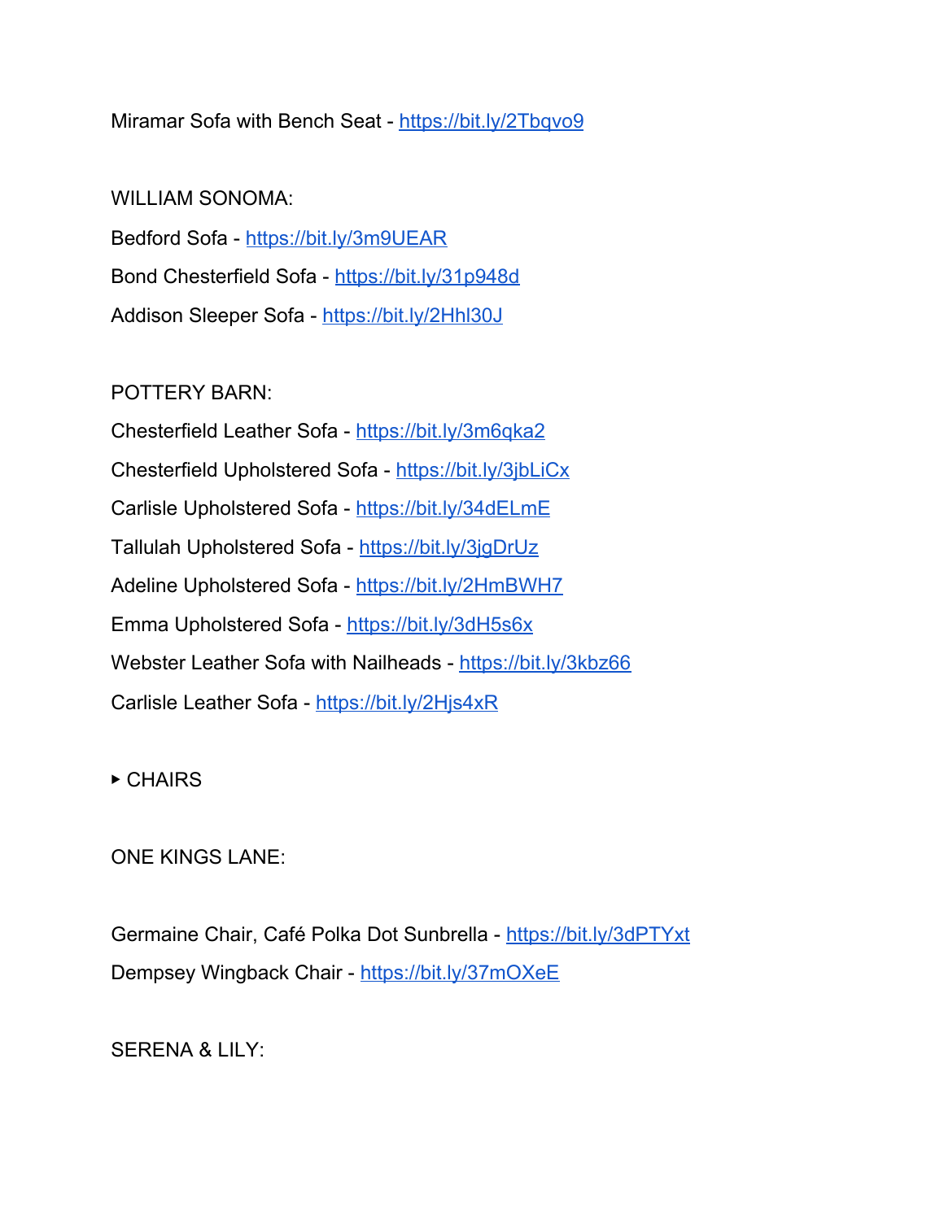Miramar Sofa with Bench Seat - https://bit.ly/2Tbqvo9

WILLIAM SONOMA:

Bedford Sofa - https://bit.ly/3m9UEAR

Bond Chesterfield Sofa - https://bit.ly/31p948d

Addison Sleeper Sofa - https://bit.ly/2Hhl30J

POTTERY BARN:

Chesterfield Leather Sofa - https://bit.ly/3m6qka2

Chesterfield Upholstered Sofa - https://bit.ly/3jbLiCx

Carlisle Upholstered Sofa - https://bit.ly/34dELmE

Tallulah Upholstered Sofa - https://bit.ly/3jgDrUz

Adeline Upholstered Sofa - https://bit.ly/2HmBWH7

Emma Upholstered Sofa - https://bit.ly/3dH5s6x

Webster Leather Sofa with Nailheads - https://bit.ly/3kbz66

Carlisle Leather Sofa - https://bit.ly/2Hjs4xR

▸ CHAIRS

ONE KINGS LANE:

Germaine Chair, Café Polka Dot Sunbrella - https://bit.ly/3dPTYxt

Dempsey Wingback Chair - https://bit.ly/37mOXeE

SERENA & LILY: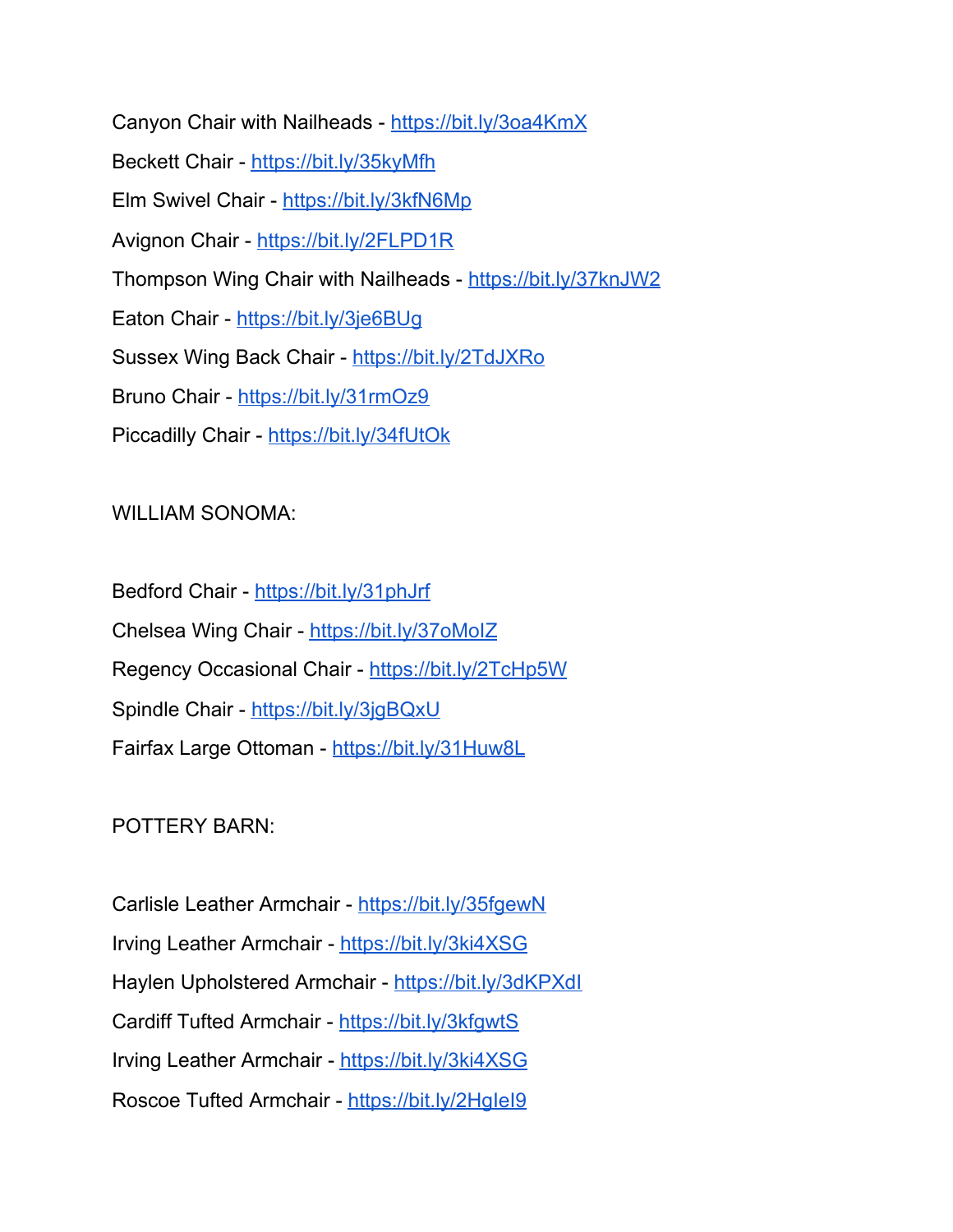Canyon Chair with Nailheads - https://bit.ly/3oa4KmX

Beckett Chair - https://bit.ly/35kyMfh

Elm Swivel Chair - https://bit.ly/3kfN6Mp

Avignon Chair - https://bit.ly/2FLPD1R

Thompson Wing Chair with Nailheads - https://bit.ly/37knJW2

Eaton Chair - https://bit.ly/3je6BUg

Sussex Wing Back Chair - https://bit.ly/2TdJXRo

Bruno Chair - https://bit.ly/31rmOz9

Piccadilly Chair - https://bit.ly/34fUtOk

WILLIAM SONOMA:

Bedford Chair - https://bit.ly/31phJrf

Chelsea Wing Chair - https://bit.ly/37oMoIZ

Regency Occasional Chair - https://bit.ly/2TcHp5W

Spindle Chair - https://bit.ly/3jgBQxU

Fairfax Large Ottoman - https://bit.ly/31Huw8L

POTTERY BARN:

Carlisle Leather Armchair - https://bit.ly/35fgewN

Irving Leather Armchair - https://bit.ly/3ki4XSG

Haylen Upholstered Armchair - https://bit.ly/3dKPXdI

Cardiff Tufted Armchair - https://bit.ly/3kfgwtS

Irving Leather Armchair - https://bit.ly/3ki4XSG

Roscoe Tufted Armchair - https://bit.ly/2HgIeI9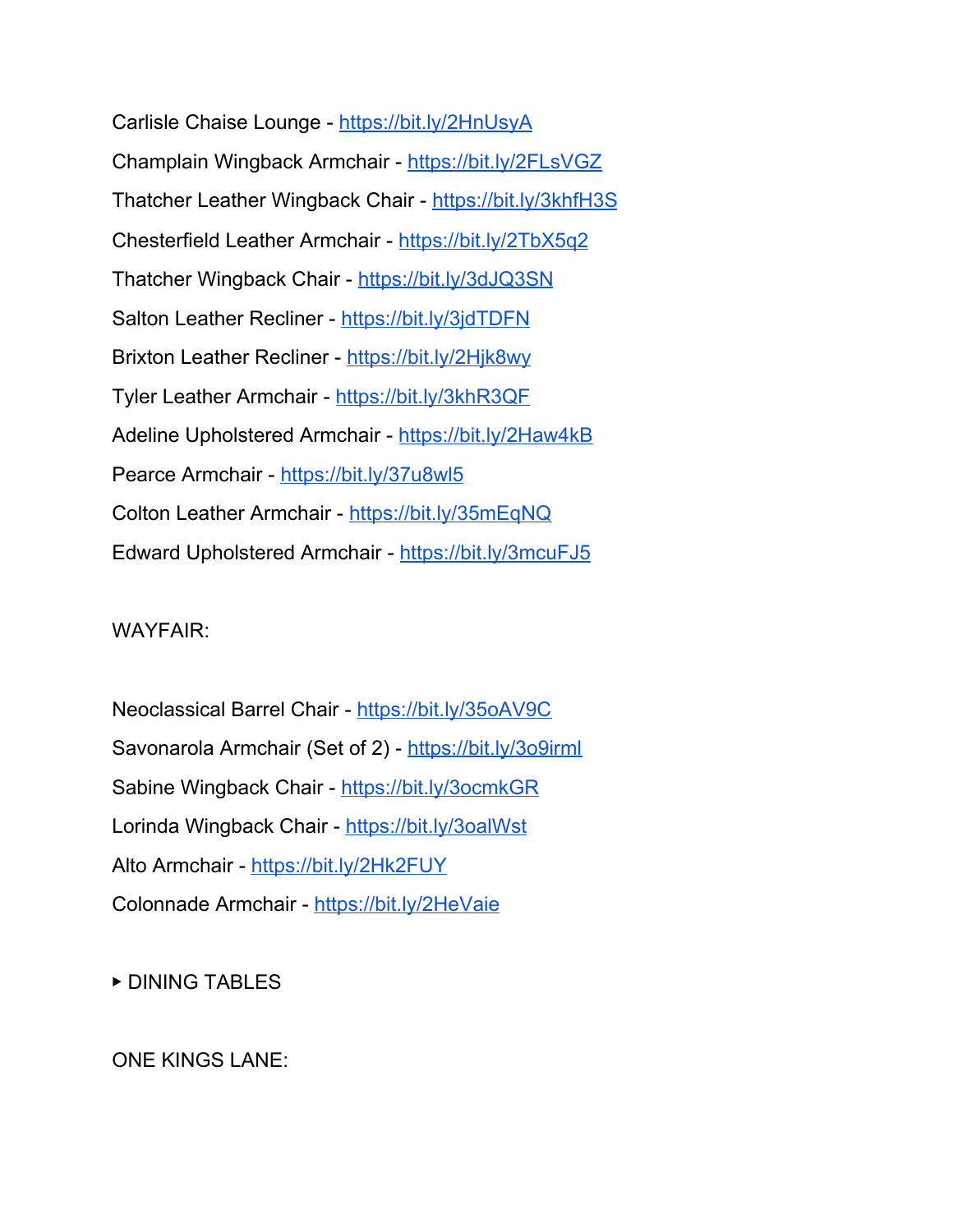Carlisle Chaise Lounge - https://bit.ly/2HnUsyA

Champlain Wingback Armchair - https://bit.ly/2FLsVGZ

Thatcher Leather Wingback Chair - https://bit.ly/3khfH3S

Chesterfield Leather Armchair - https://bit.ly/2TbX5q2

Thatcher Wingback Chair - https://bit.ly/3dJQ3SN

Salton Leather Recliner - https://bit.ly/3jdTDFN

Brixton Leather Recliner - https://bit.ly/2Hjk8wy

Tyler Leather Armchair - https://bit.ly/3khR3QF

Adeline Upholstered Armchair - https://bit.ly/2Haw4kB

Pearce Armchair - https://bit.ly/37u8wl5

Colton Leather Armchair - https://bit.ly/35mEqNQ

Edward Upholstered Armchair - https://bit.ly/3mcuFJ5

WAYFAIR:

Neoclassical Barrel Chair - https://bit.ly/35oAV9C

Savonarola Armchair (Set of 2) - https://bit.ly/3o9irml

Sabine Wingback Chair - https://bit.ly/3ocmkGR

Lorinda Wingback Chair - https://bit.ly/3oalWst

Alto Armchair - https://bit.ly/2Hk2FUY

Colonnade Armchair - https://bit.ly/2HeVaie

▸ DINING TABLES

ONE KINGS LANE: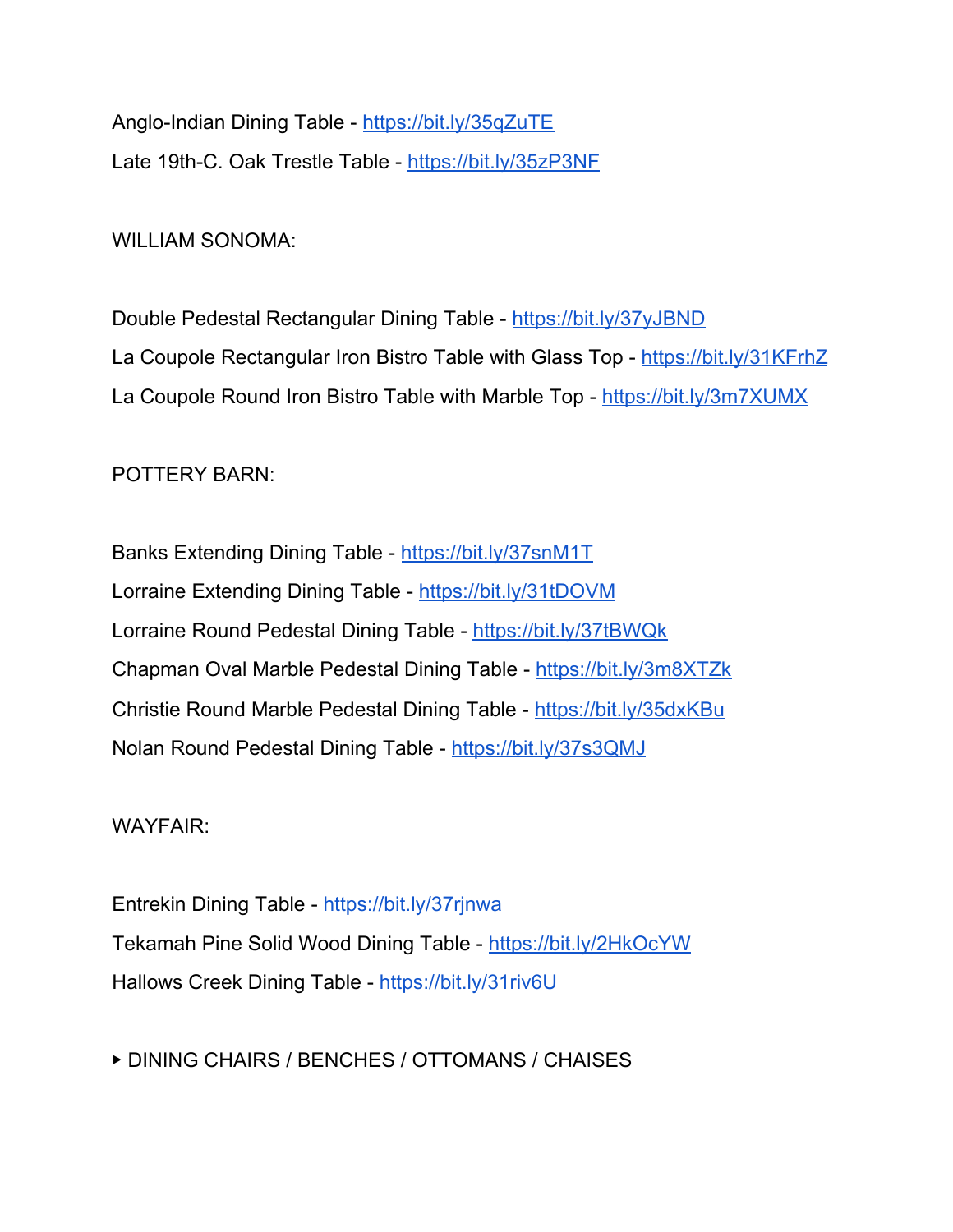Anglo-Indian Dining Table - https://bit.ly/35qZuTE

Late 19th-C. Oak Trestle Table - https://bit.ly/35zP3NF

WILLIAM SONOMA:

Double Pedestal Rectangular Dining Table - https://bit.ly/37yJBND

La Coupole Rectangular Iron Bistro Table with Glass Top - https://bit.ly/31KFrhZ

La Coupole Round Iron Bistro Table with Marble Top - https://bit.ly/3m7XUMX

POTTERY BARN:

Banks Extending Dining Table - https://bit.ly/37snM1T

Lorraine Extending Dining Table - https://bit.ly/31tDOVM

Lorraine Round Pedestal Dining Table - https://bit.ly/37tBWQk

Chapman Oval Marble Pedestal Dining Table - https://bit.ly/3m8XTZk

Christie Round Marble Pedestal Dining Table - https://bit.ly/35dxKBu

Nolan Round Pedestal Dining Table - https://bit.ly/37s3QMJ

WAYFAIR:

Entrekin Dining Table - https://bit.ly/37rjnwa

Tekamah Pine Solid Wood Dining Table - https://bit.ly/2HkOcYW

Hallows Creek Dining Table - https://bit.ly/31riv6U

▸ DINING CHAIRS / BENCHES / OTTOMANS / CHAISES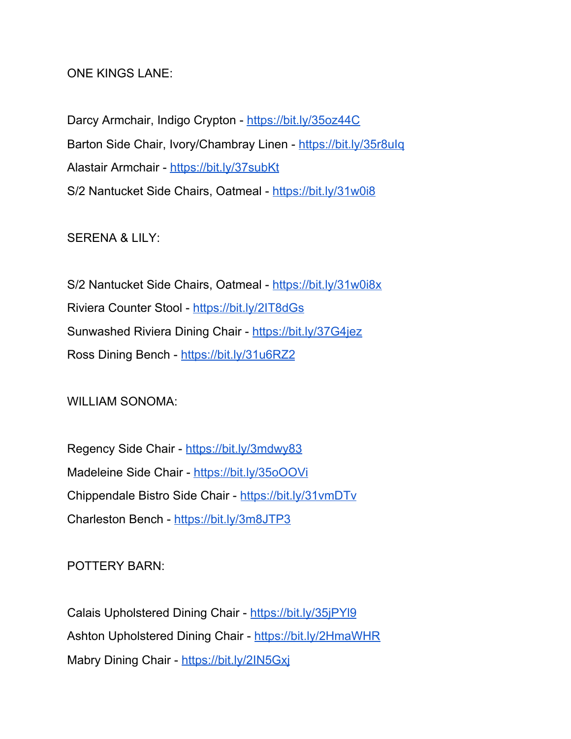ONE KINGS LANE:

Darcy Armchair, Indigo Crypton - https://bit.ly/35oz44C
Barton Side Chair, Ivory/Chambray Linen - https://bit.ly/35r8uIq
Alastair Armchair - https://bit.ly/37subKt
S/2 Nantucket Side Chairs, Oatmeal - https://bit.ly/31w0i8

SERENA & LILY:

S/2 Nantucket Side Chairs, Oatmeal - https://bit.ly/31w0i8x
Riviera Counter Stool - https://bit.ly/2IT8dGs
Sunwashed Riviera Dining Chair - https://bit.ly/37G4jez
Ross Dining Bench - https://bit.ly/31u6RZ2

WILLIAM SONOMA:

Regency Side Chair - https://bit.ly/3mdwy83
Madeleine Side Chair - https://bit.ly/35oOOVi
Chippendale Bistro Side Chair - https://bit.ly/31vmDTv
Charleston Bench - https://bit.ly/3m8JTP3

POTTERY BARN:

Calais Upholstered Dining Chair - https://bit.ly/35jPYl9
Ashton Upholstered Dining Chair - https://bit.ly/2HmaWHR
Mabry Dining Chair - https://bit.ly/2IN5Gxj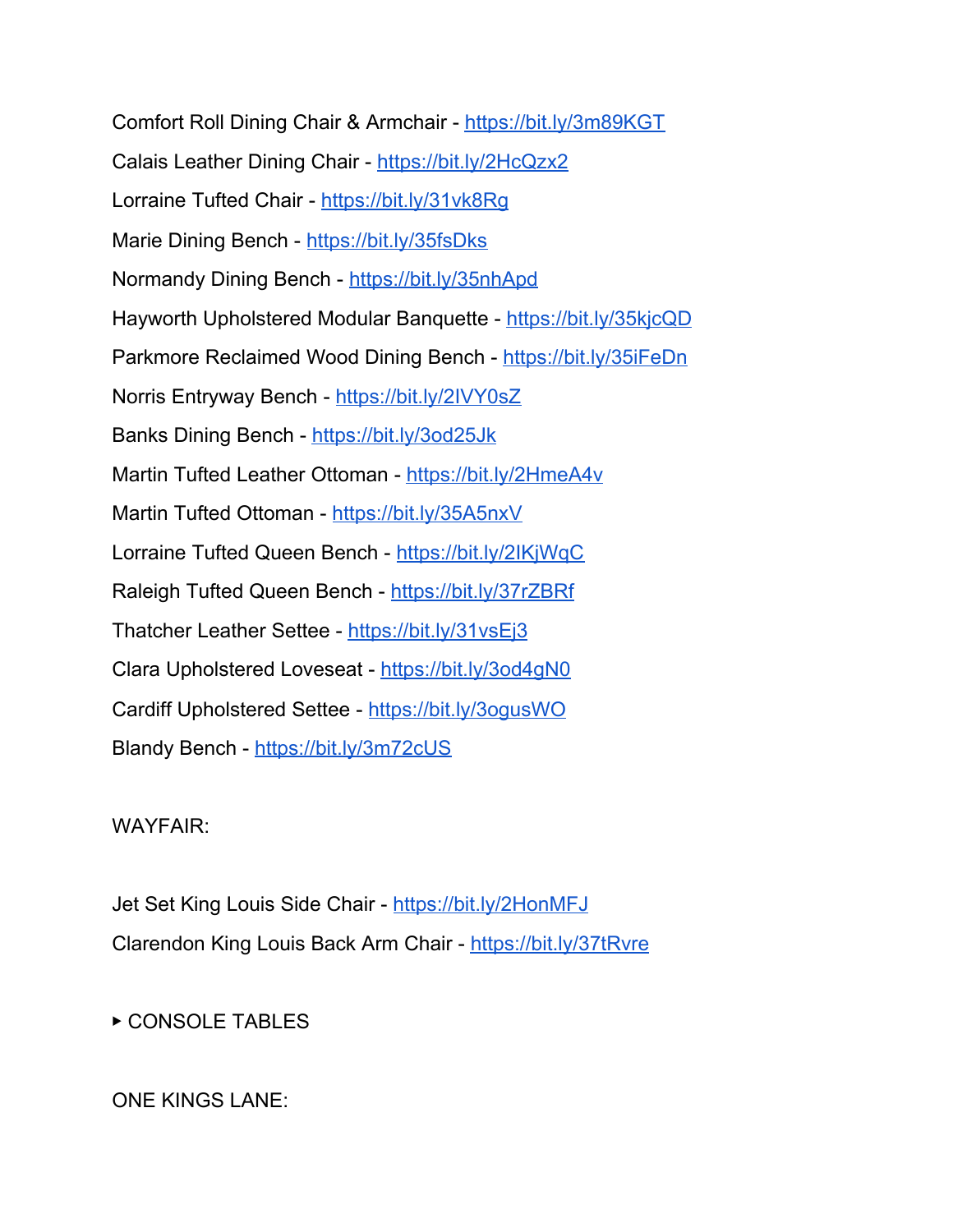Comfort Roll Dining Chair & Armchair - https://bit.ly/3m89KGT

Calais Leather Dining Chair - https://bit.ly/2HcQzx2

Lorraine Tufted Chair - https://bit.ly/31vk8Rg

Marie Dining Bench - https://bit.ly/35fsDks

Normandy Dining Bench - https://bit.ly/35nhApd

Hayworth Upholstered Modular Banquette - https://bit.ly/35kjcQD

Parkmore Reclaimed Wood Dining Bench - https://bit.ly/35iFeDn

Norris Entryway Bench - https://bit.ly/2IVY0sZ

Banks Dining Bench - https://bit.ly/3od25Jk

Martin Tufted Leather Ottoman - https://bit.ly/2HmeA4v

Martin Tufted Ottoman - https://bit.ly/35A5nxV

Lorraine Tufted Queen Bench - https://bit.ly/2IKjWqC

Raleigh Tufted Queen Bench - https://bit.ly/37rZBRf

Thatcher Leather Settee - https://bit.ly/31vsEj3

Clara Upholstered Loveseat - https://bit.ly/3od4gN0

Cardiff Upholstered Settee - https://bit.ly/3ogusWO

Blandy Bench - https://bit.ly/3m72cUS

WAYFAIR:

Jet Set King Louis Side Chair - https://bit.ly/2HonMFJ

Clarendon King Louis Back Arm Chair - https://bit.ly/37tRvre

▸ CONSOLE TABLES

ONE KINGS LANE: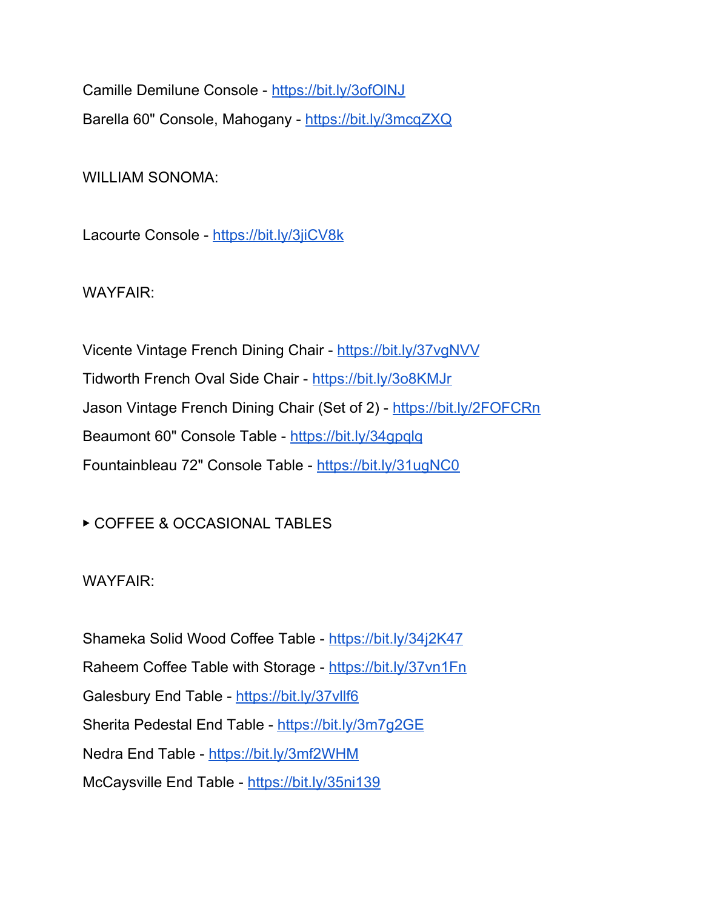Camille Demilune Console - https://bit.ly/3ofOlNJ

Barella 60" Console, Mahogany - https://bit.ly/3mcqZXQ

WILLIAM SONOMA:

Lacourte Console - https://bit.ly/3jiCV8k

WAYFAIR:

Vicente Vintage French Dining Chair - https://bit.ly/37vgNVV

Tidworth French Oval Side Chair - https://bit.ly/3o8KMJr

Jason Vintage French Dining Chair (Set of 2) - https://bit.ly/2FOFCRn

Beaumont 60" Console Table - https://bit.ly/34gpqlq

Fountainbleau 72" Console Table - https://bit.ly/31ugNC0

▸ COFFEE & OCCASIONAL TABLES

WAYFAIR:

Shameka Solid Wood Coffee Table - https://bit.ly/34j2K47

Raheem Coffee Table with Storage - https://bit.ly/37vn1Fn

Galesbury End Table - https://bit.ly/37vllf6

Sherita Pedestal End Table - https://bit.ly/3m7g2GE

Nedra End Table - https://bit.ly/3mf2WHM

McCaysville End Table - https://bit.ly/35ni139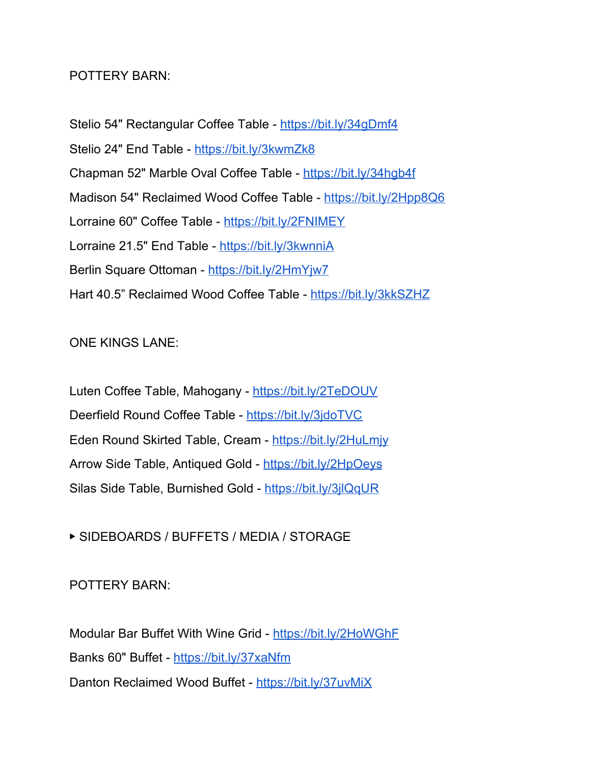POTTERY BARN:

Stelio 54" Rectangular Coffee Table - https://bit.ly/34gDmf4

Stelio 24" End Table - https://bit.ly/3kwmZk8

Chapman 52" Marble Oval Coffee Table - https://bit.ly/34hgb4f

Madison 54" Reclaimed Wood Coffee Table - https://bit.ly/2Hpp8Q6

Lorraine 60" Coffee Table - https://bit.ly/2FNIMEY

Lorraine 21.5" End Table - https://bit.ly/3kwnniA

Berlin Square Ottoman - https://bit.ly/2HmYjw7

Hart 40.5” Reclaimed Wood Coffee Table - https://bit.ly/3kkSZHZ

ONE KINGS LANE:

Luten Coffee Table, Mahogany - https://bit.ly/2TeDOUV

Deerfield Round Coffee Table - https://bit.ly/3jdoTVC

Eden Round Skirted Table, Cream - https://bit.ly/2HuLmjy

Arrow Side Table, Antiqued Gold - https://bit.ly/2HpOeys

Silas Side Table, Burnished Gold - https://bit.ly/3jlQqUR

▸ SIDEBOARDS / BUFFETS / MEDIA / STORAGE

POTTERY BARN:

Modular Bar Buffet With Wine Grid - https://bit.ly/2HoWGhF

Banks 60" Buffet - https://bit.ly/37xaNfm

Danton Reclaimed Wood Buffet - https://bit.ly/37uvMiX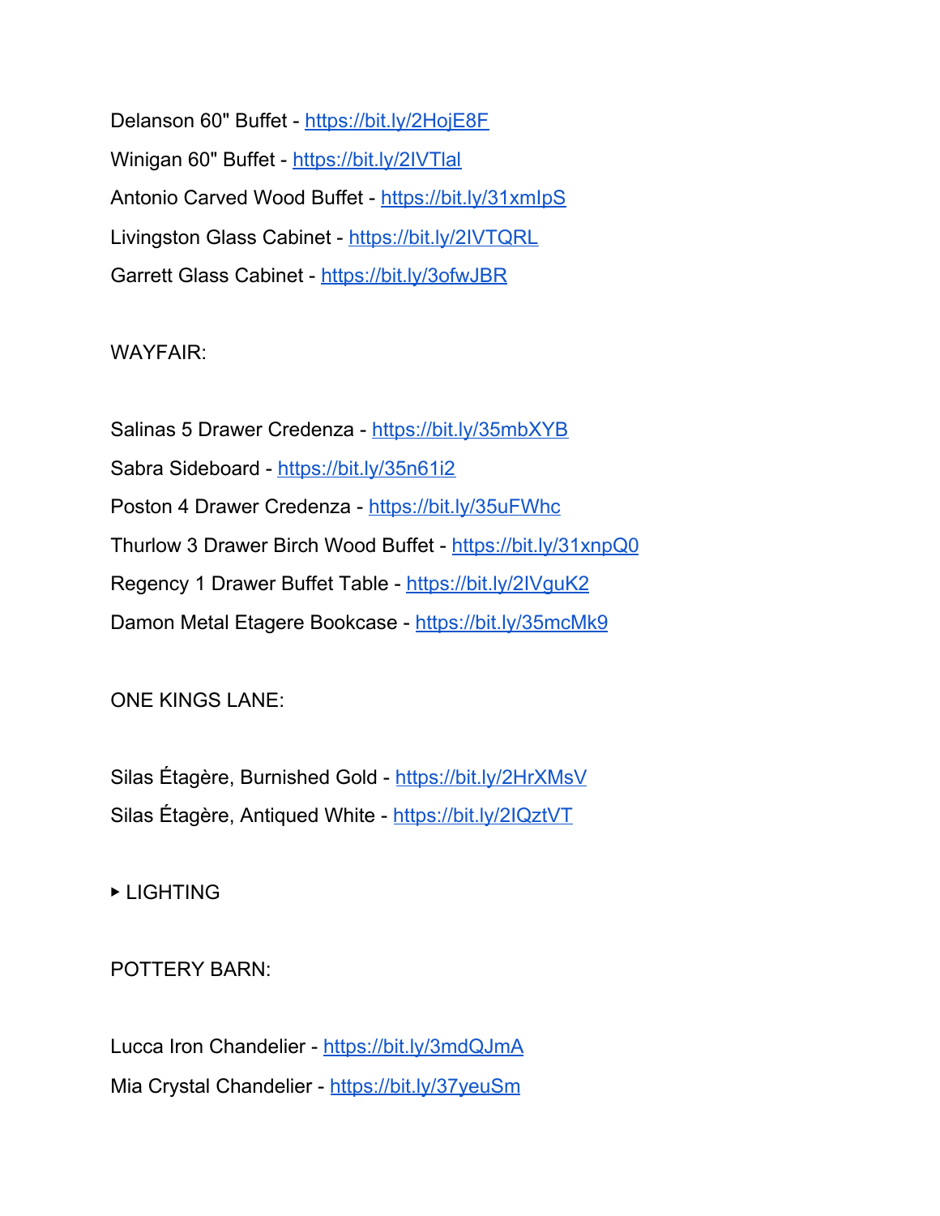Delanson 60" Buffet - https://bit.ly/2HojE8F

Winigan 60" Buffet - https://bit.ly/2IVTlal

Antonio Carved Wood Buffet - https://bit.ly/31xmIpS

Livingston Glass Cabinet - https://bit.ly/2IVTQRL

Garrett Glass Cabinet - https://bit.ly/3ofwJBR

WAYFAIR:

Salinas 5 Drawer Credenza - https://bit.ly/35mbXYB

Sabra Sideboard - https://bit.ly/35n61i2

Poston 4 Drawer Credenza - https://bit.ly/35uFWhc

Thurlow 3 Drawer Birch Wood Buffet - https://bit.ly/31xnpQ0

Regency 1 Drawer Buffet Table - https://bit.ly/2IVguK2

Damon Metal Etagere Bookcase - https://bit.ly/35mcMk9

ONE KINGS LANE:

Silas Étagère, Burnished Gold - https://bit.ly/2HrXMsV

Silas Étagère, Antiqued White - https://bit.ly/2IQztVT

▸ LIGHTING

POTTERY BARN:

Lucca Iron Chandelier - https://bit.ly/3mdQJmA

Mia Crystal Chandelier - https://bit.ly/37yeuSm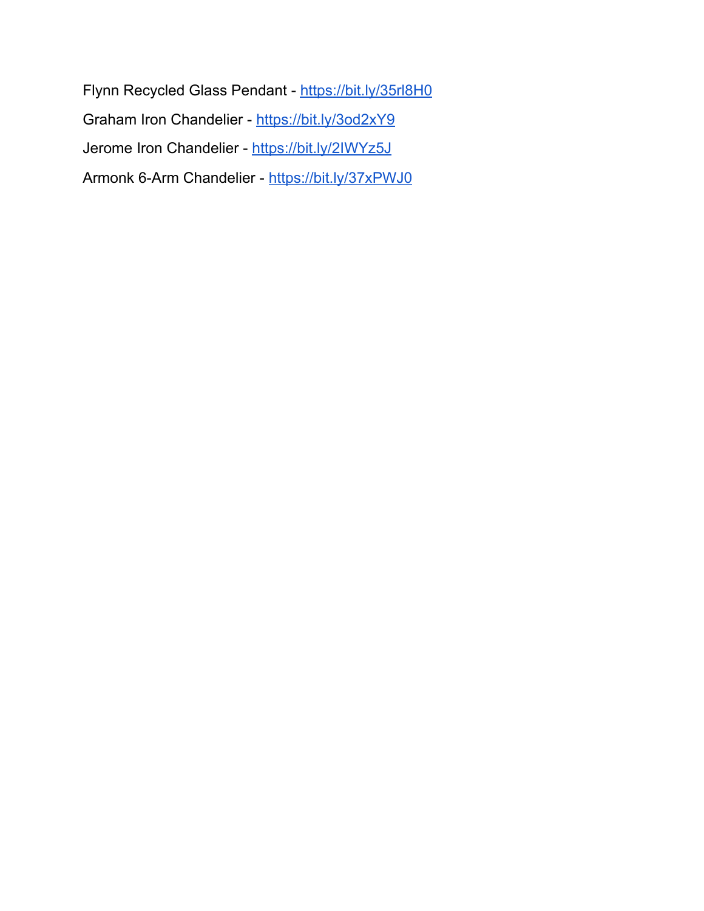Flynn Recycled Glass Pendant - https://bit.ly/35rl8H0

Graham Iron Chandelier - https://bit.ly/3od2xY9

Jerome Iron Chandelier - https://bit.ly/2IWYz5J

Armonk 6-Arm Chandelier - https://bit.ly/37xPWJ0